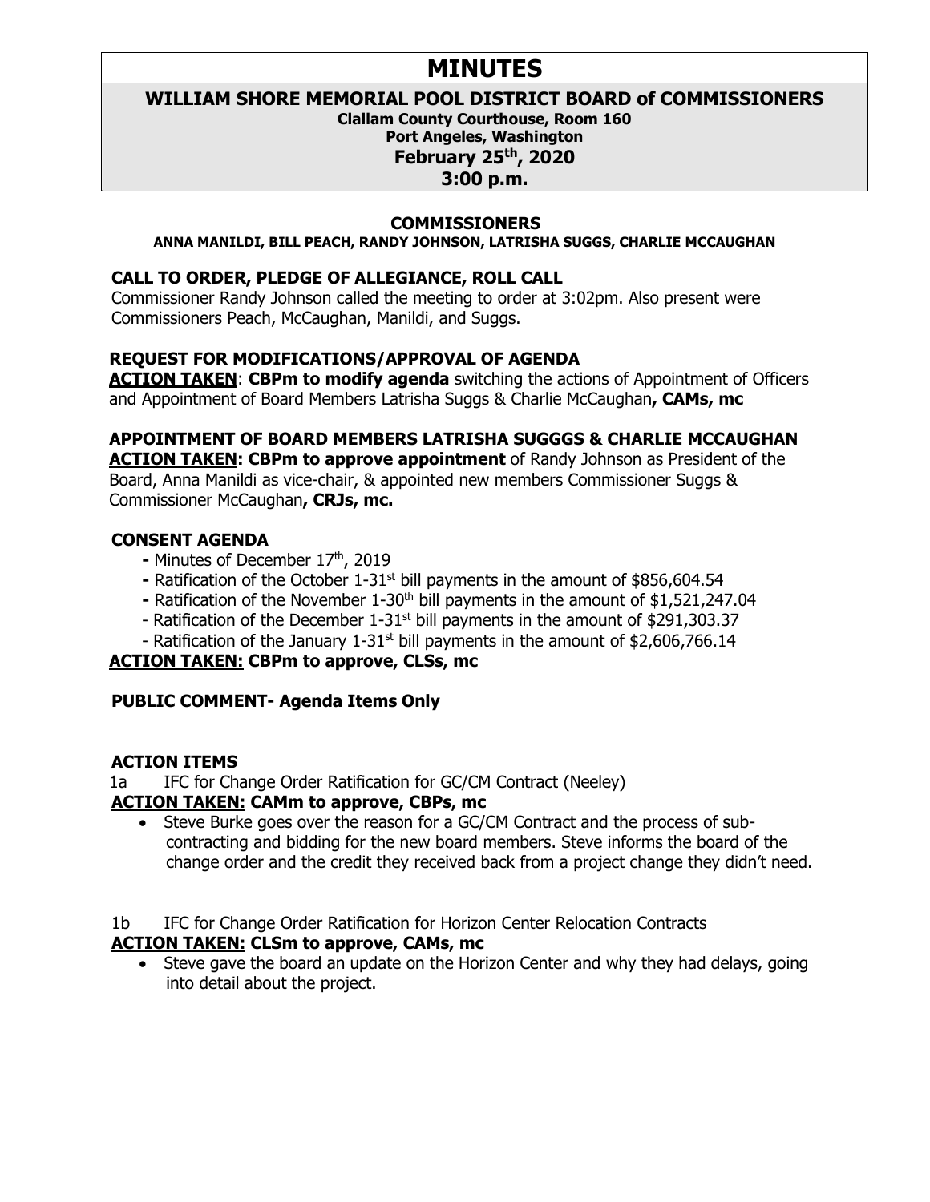# MINUTES

## WILLIAM SHORE MEMORIAL POOL DISTRICT BOARD of COMMISSIONERS

**Clallam County Courthouse, Room 160**
**Port Angeles, Washington**
**February 25th, 2020**
**3:00 p.m.**

### COMMISSIONERS

**ANNA MANILDI, BILL PEACH, RANDY JOHNSON, LATRISHA SUGGS, CHARLIE MCCAUGHAN**

### CALL TO ORDER, PLEDGE OF ALLEGIANCE, ROLL CALL

Commissioner Randy Johnson called the meeting to order at 3:02pm. Also present were Commissioners Peach, McCaughan, Manildi, and Suggs.

### REQUEST FOR MODIFICATIONS/APPROVAL OF AGENDA

**ACTION TAKEN**: **CBPm to modify agenda** switching the actions of Appointment of Officers and Appointment of Board Members Latrisha Suggs & Charlie McCaughan**, CAMs, mc**

### APPOINTMENT OF BOARD MEMBERS LATRISHA SUGGGS & CHARLIE MCCAUGHAN

**ACTION TAKEN: CBPm to approve appointment** of Randy Johnson as President of the Board, Anna Manildi as vice-chair, & appointed new members Commissioner Suggs & Commissioner McCaughan**, CRJs, mc.**

### CONSENT AGENDA

- Minutes of December 17th, 2019
- Ratification of the October 1-31st bill payments in the amount of $856,604.54
- Ratification of the November 1-30th bill payments in the amount of $1,521,247.04
- Ratification of the December 1-31st bill payments in the amount of $291,303.37
- Ratification of the January 1-31st bill payments in the amount of $2,606,766.14

**ACTION TAKEN: CBPm to approve, CLSs, mc**

### PUBLIC COMMENT- Agenda Items Only

### ACTION ITEMS

1a IFC for Change Order Ratification for GC/CM Contract (Neeley)

**ACTION TAKEN: CAMm to approve, CBPs, mc**

- Steve Burke goes over the reason for a GC/CM Contract and the process of sub-contracting and bidding for the new board members. Steve informs the board of the change order and the credit they received back from a project change they didn't need.

1b IFC for Change Order Ratification for Horizon Center Relocation Contracts

**ACTION TAKEN: CLSm to approve, CAMs, mc**

- Steve gave the board an update on the Horizon Center and why they had delays, going into detail about the project.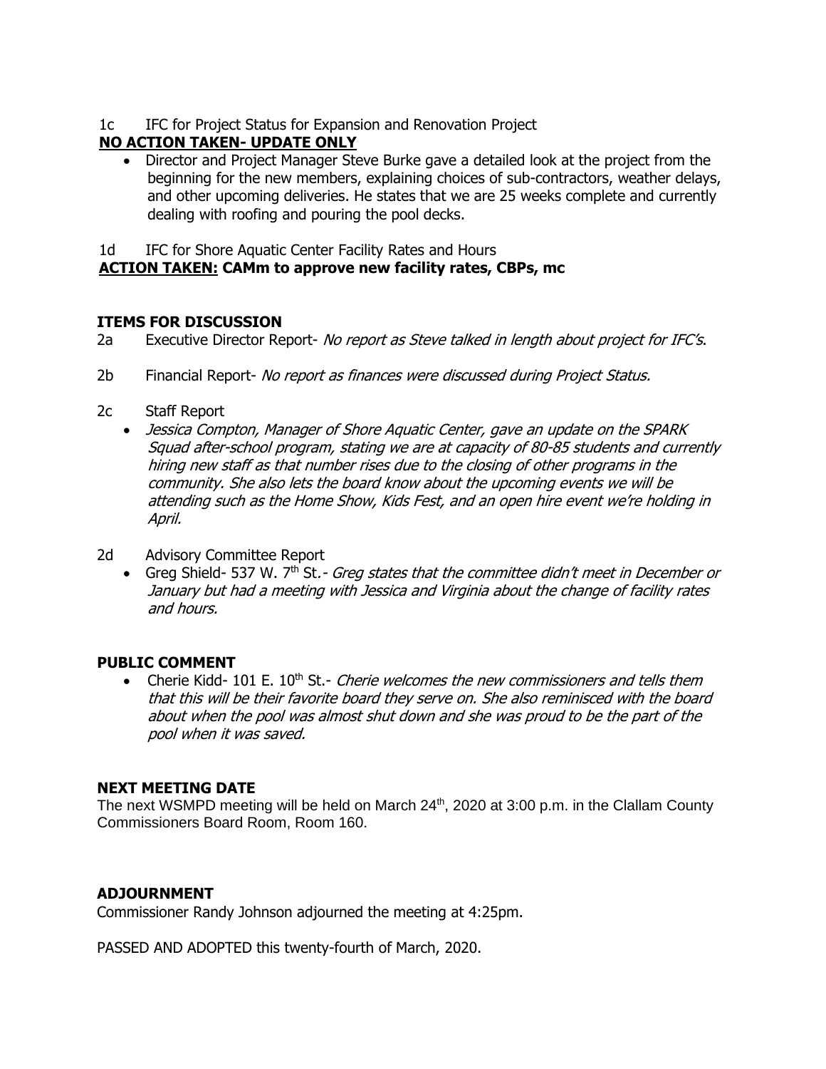1c IFC for Project Status for Expansion and Renovation Project

**NO ACTION TAKEN- UPDATE ONLY**

- Director and Project Manager Steve Burke gave a detailed look at the project from the beginning for the new members, explaining choices of sub-contractors, weather delays, and other upcoming deliveries. He states that we are 25 weeks complete and currently dealing with roofing and pouring the pool decks.

1d IFC for Shore Aquatic Center Facility Rates and Hours

**ACTION TAKEN: CAMm to approve new facility rates, CBPs, mc**

**ITEMS FOR DISCUSSION**

2a Executive Director Report- *No report as Steve talked in length about project for IFC's*.

2b Financial Report- *No report as finances were discussed during Project Status.*

2c Staff Report

- *Jessica Compton, Manager of Shore Aquatic Center, gave an update on the SPARK Squad after-school program, stating we are at capacity of 80-85 students and currently hiring new staff as that number rises due to the closing of other programs in the community. She also lets the board know about the upcoming events we will be attending such as the Home Show, Kids Fest, and an open hire event we're holding in April.*

2d Advisory Committee Report

- Greg Shield- 537 W. 7th St.- *Greg states that the committee didn't meet in December or January but had a meeting with Jessica and Virginia about the change of facility rates and hours.*

**PUBLIC COMMENT**

- Cherie Kidd- 101 E. 10th St.- *Cherie welcomes the new commissioners and tells them that this will be their favorite board they serve on. She also reminisced with the board about when the pool was almost shut down and she was proud to be the part of the pool when it was saved.*

**NEXT MEETING DATE**

The next WSMPD meeting will be held on March 24th, 2020 at 3:00 p.m. in the Clallam County Commissioners Board Room, Room 160.

**ADJOURNMENT**

Commissioner Randy Johnson adjourned the meeting at 4:25pm.

PASSED AND ADOPTED this twenty-fourth of March, 2020.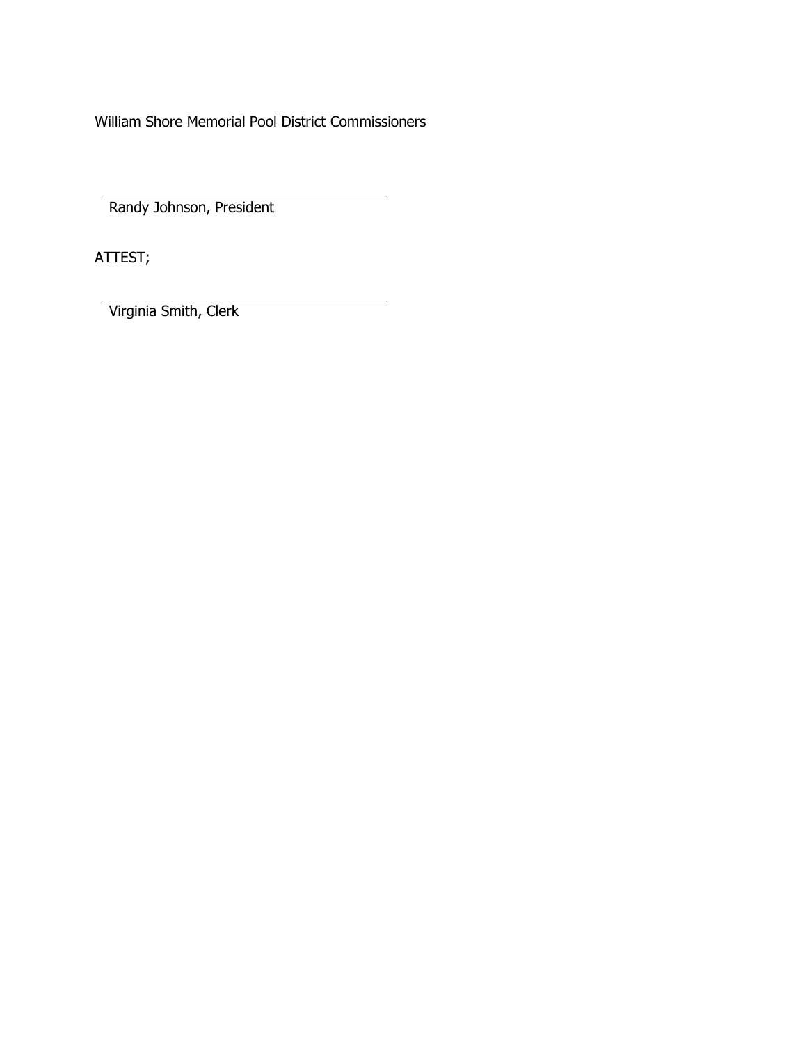William Shore Memorial Pool District Commissioners

\_\_\_\_\_\_\_\_\_\_\_\_\_\_\_\_\_\_\_\_\_\_\_\_\_\_\_\_\_\_\_\_\_\_\_\_\_\_\_\_

Randy Johnson, President

ATTEST;

\_\_\_\_\_\_\_\_\_\_\_\_\_\_\_\_\_\_\_\_\_\_\_\_\_\_\_\_\_\_\_\_\_\_\_\_\_\_\_\_

Virginia Smith, Clerk